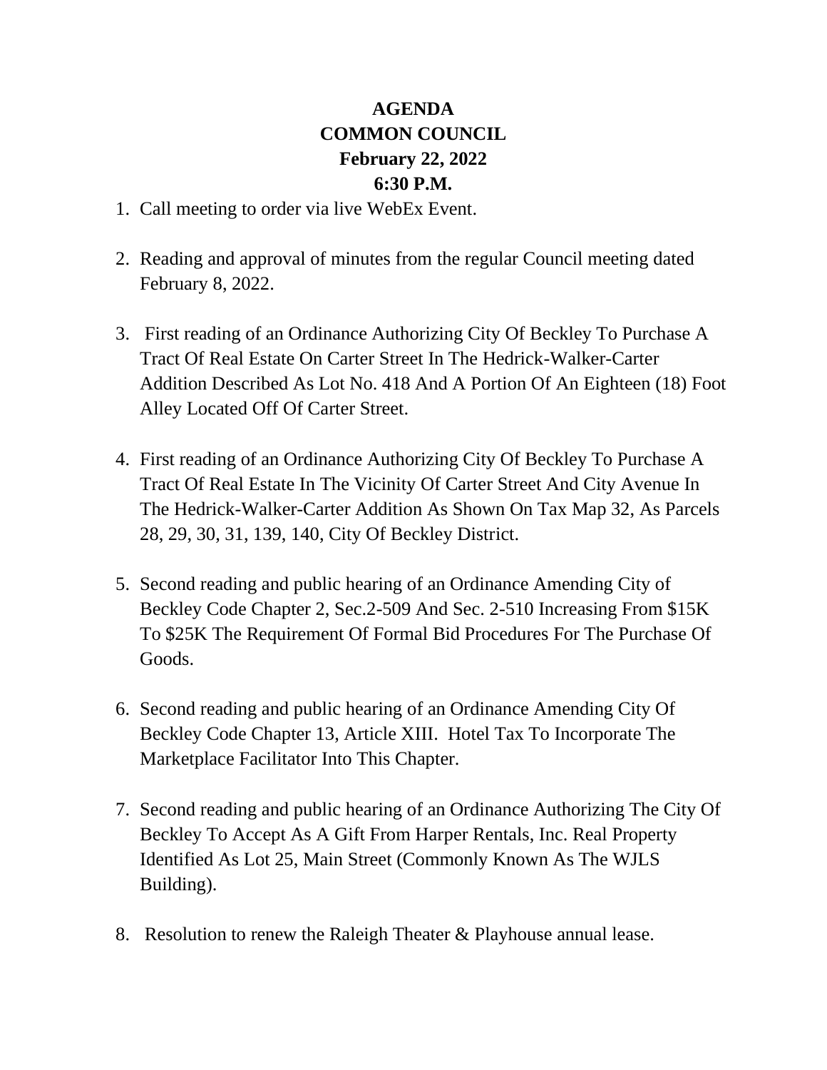# AGENDA
# COMMON COUNCIL
# February 22, 2022
# 6:30 P.M.

1. Call meeting to order via live WebEx Event.

2. Reading and approval of minutes from the regular Council meeting dated February 8, 2022.

3. First reading of an Ordinance Authorizing City Of Beckley To Purchase A Tract Of Real Estate On Carter Street In The Hedrick-Walker-Carter Addition Described As Lot No. 418 And A Portion Of An Eighteen (18) Foot Alley Located Off Of Carter Street.

4. First reading of an Ordinance Authorizing City Of Beckley To Purchase A Tract Of Real Estate In The Vicinity Of Carter Street And City Avenue In The Hedrick-Walker-Carter Addition As Shown On Tax Map 32, As Parcels 28, 29, 30, 31, 139, 140, City Of Beckley District.

5. Second reading and public hearing of an Ordinance Amending City of Beckley Code Chapter 2, Sec.2-509 And Sec. 2-510 Increasing From $15K To $25K The Requirement Of Formal Bid Procedures For The Purchase Of Goods.

6. Second reading and public hearing of an Ordinance Amending City Of Beckley Code Chapter 13, Article XIII. Hotel Tax To Incorporate The Marketplace Facilitator Into This Chapter.

7. Second reading and public hearing of an Ordinance Authorizing The City Of Beckley To Accept As A Gift From Harper Rentals, Inc. Real Property Identified As Lot 25, Main Street (Commonly Known As The WJLS Building).

8. Resolution to renew the Raleigh Theater & Playhouse annual lease.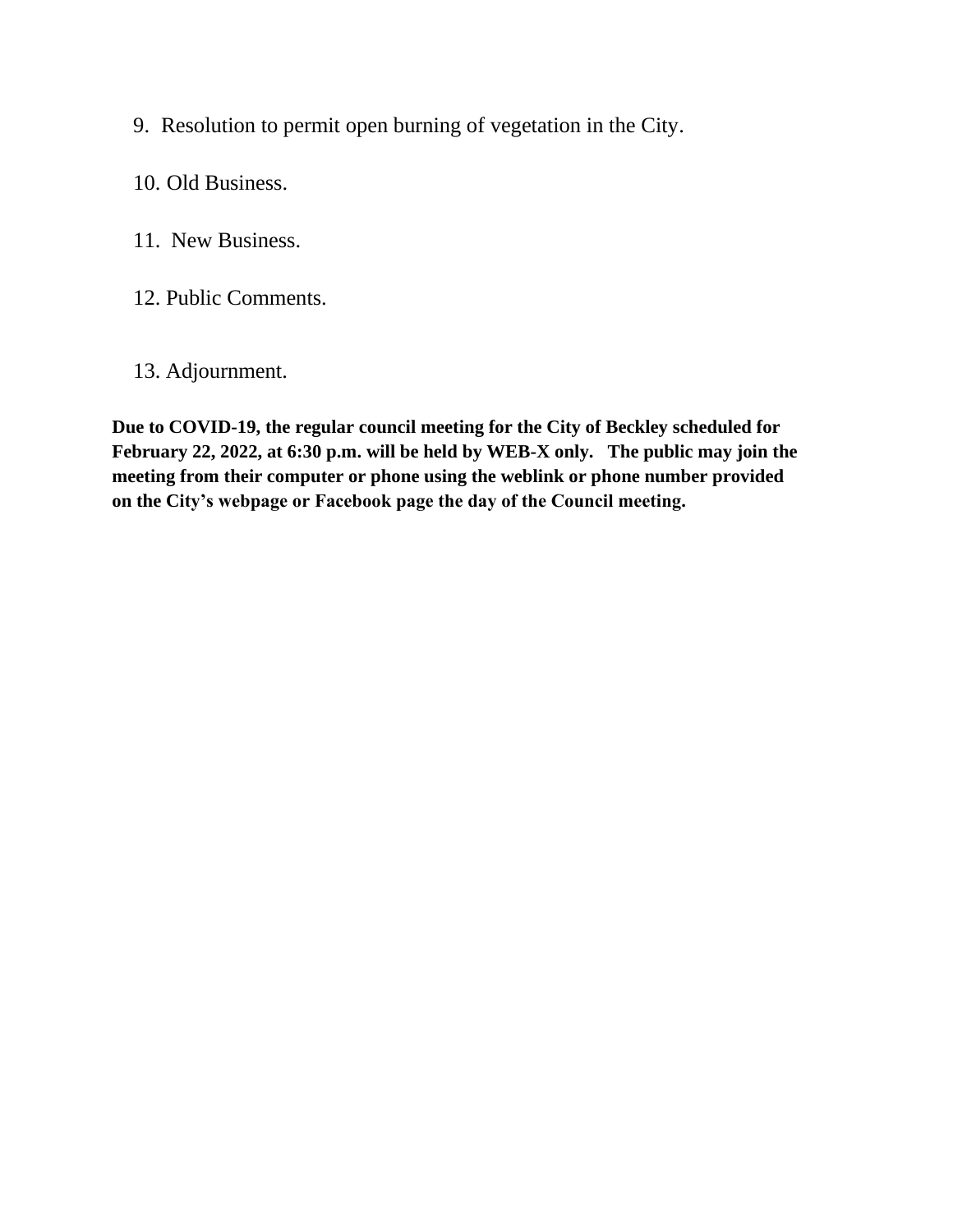9. Resolution to permit open burning of vegetation in the City.

10. Old Business.

11. New Business.

12. Public Comments.

13. Adjournment.

**Due to COVID-19, the regular council meeting for the City of Beckley scheduled for February 22, 2022, at 6:30 p.m. will be held by WEB-X only. The public may join the meeting from their computer or phone using the weblink or phone number provided on the City's webpage or Facebook page the day of the Council meeting.**